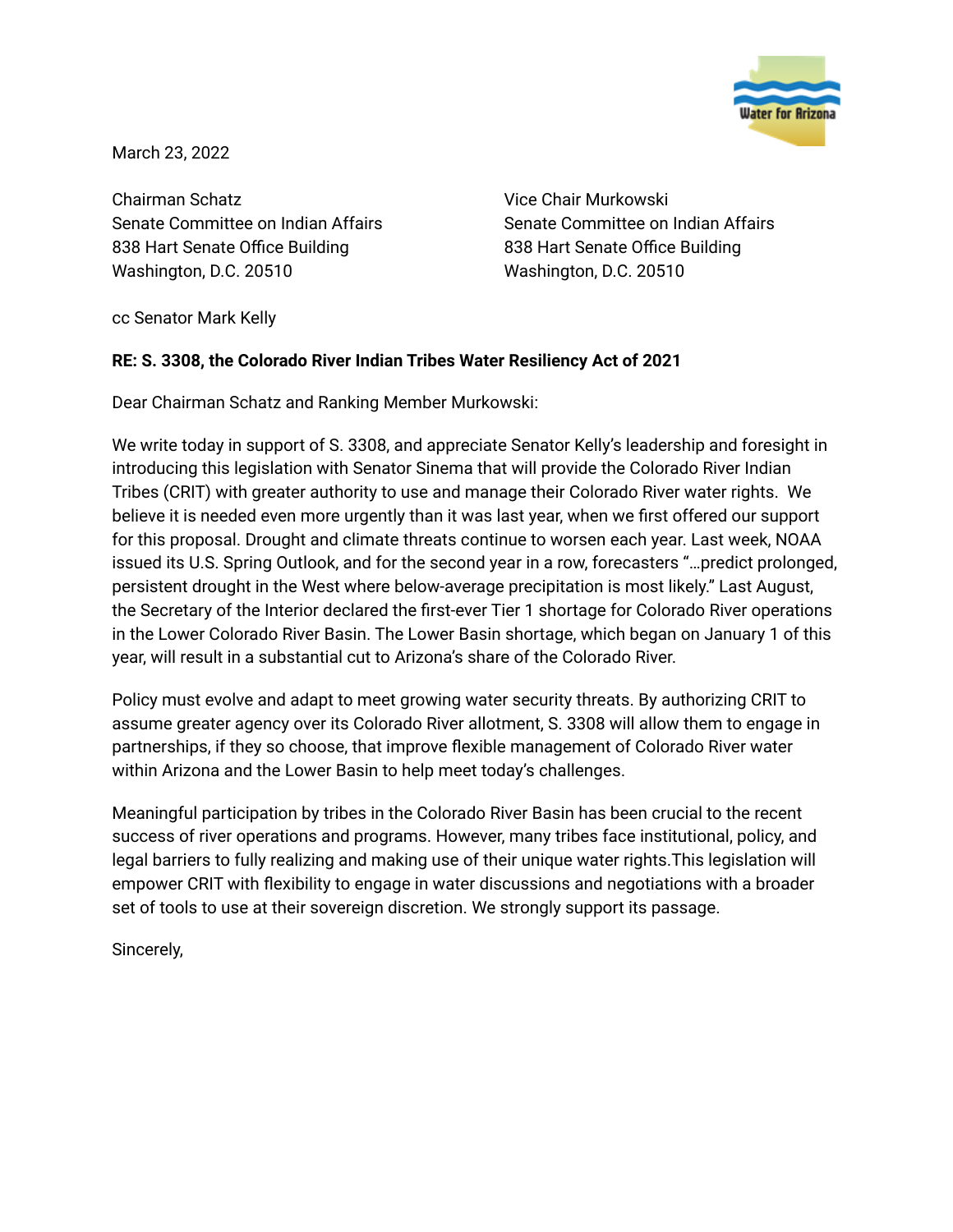March 23, 2022

Chairman Schatz
Senate Committee on Indian Affairs
838 Hart Senate Office Building
Washington, D.C. 20510

Vice Chair Murkowski
Senate Committee on Indian Affairs
838 Hart Senate Office Building
Washington, D.C. 20510

cc Senator Mark Kelly

**RE: S. 3308, the Colorado River Indian Tribes Water Resiliency Act of 2021**

Dear Chairman Schatz and Ranking Member Murkowski:

We write today in support of S. 3308, and appreciate Senator Kelly's leadership and foresight in introducing this legislation with Senator Sinema that will provide the Colorado River Indian Tribes (CRIT) with greater authority to use and manage their Colorado River water rights. We believe it is needed even more urgently than it was last year, when we first offered our support for this proposal. Drought and climate threats continue to worsen each year. Last week, NOAA issued its U.S. Spring Outlook, and for the second year in a row, forecasters "…predict prolonged, persistent drought in the West where below-average precipitation is most likely." Last August, the Secretary of the Interior declared the first-ever Tier 1 shortage for Colorado River operations in the Lower Colorado River Basin. The Lower Basin shortage, which began on January 1 of this year, will result in a substantial cut to Arizona's share of the Colorado River.

Policy must evolve and adapt to meet growing water security threats. By authorizing CRIT to assume greater agency over its Colorado River allotment, S. 3308 will allow them to engage in partnerships, if they so choose, that improve flexible management of Colorado River water within Arizona and the Lower Basin to help meet today's challenges.

Meaningful participation by tribes in the Colorado River Basin has been crucial to the recent success of river operations and programs. However, many tribes face institutional, policy, and legal barriers to fully realizing and making use of their unique water rights.This legislation will empower CRIT with flexibility to engage in water discussions and negotiations with a broader set of tools to use at their sovereign discretion. We strongly support its passage.

Sincerely,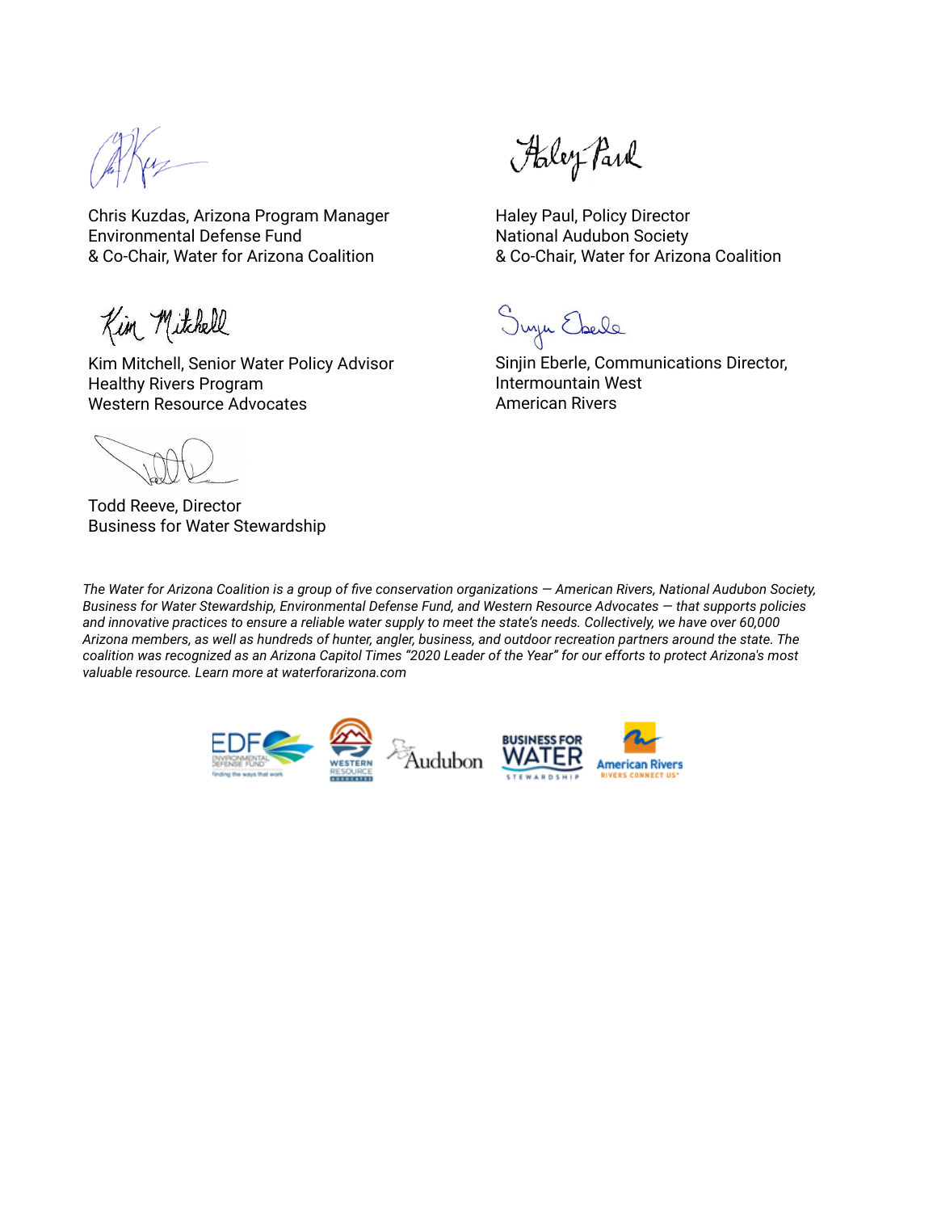Chris Kuzdas, Arizona Program Manager
Environmental Defense Fund
& Co-Chair, Water for Arizona Coalition

Haley Paul, Policy Director
National Audubon Society
& Co-Chair, Water for Arizona Coalition

Kim Mitchell, Senior Water Policy Advisor
Healthy Rivers Program
Western Resource Advocates

Sinjin Eberle, Communications Director,
Intermountain West
American Rivers

Todd Reeve, Director
Business for Water Stewardship

*The Water for Arizona Coalition is a group of five conservation organizations — American Rivers, National Audubon Society, Business for Water Stewardship, Environmental Defense Fund, and Western Resource Advocates — that supports policies and innovative practices to ensure a reliable water supply to meet the state's needs. Collectively, we have over 60,000 Arizona members, as well as hundreds of hunter, angler, business, and outdoor recreation partners around the state. The coalition was recognized as an Arizona Capitol Times "2020 Leader of the Year" for our efforts to protect Arizona's most valuable resource. Learn more at waterforarizona.com*